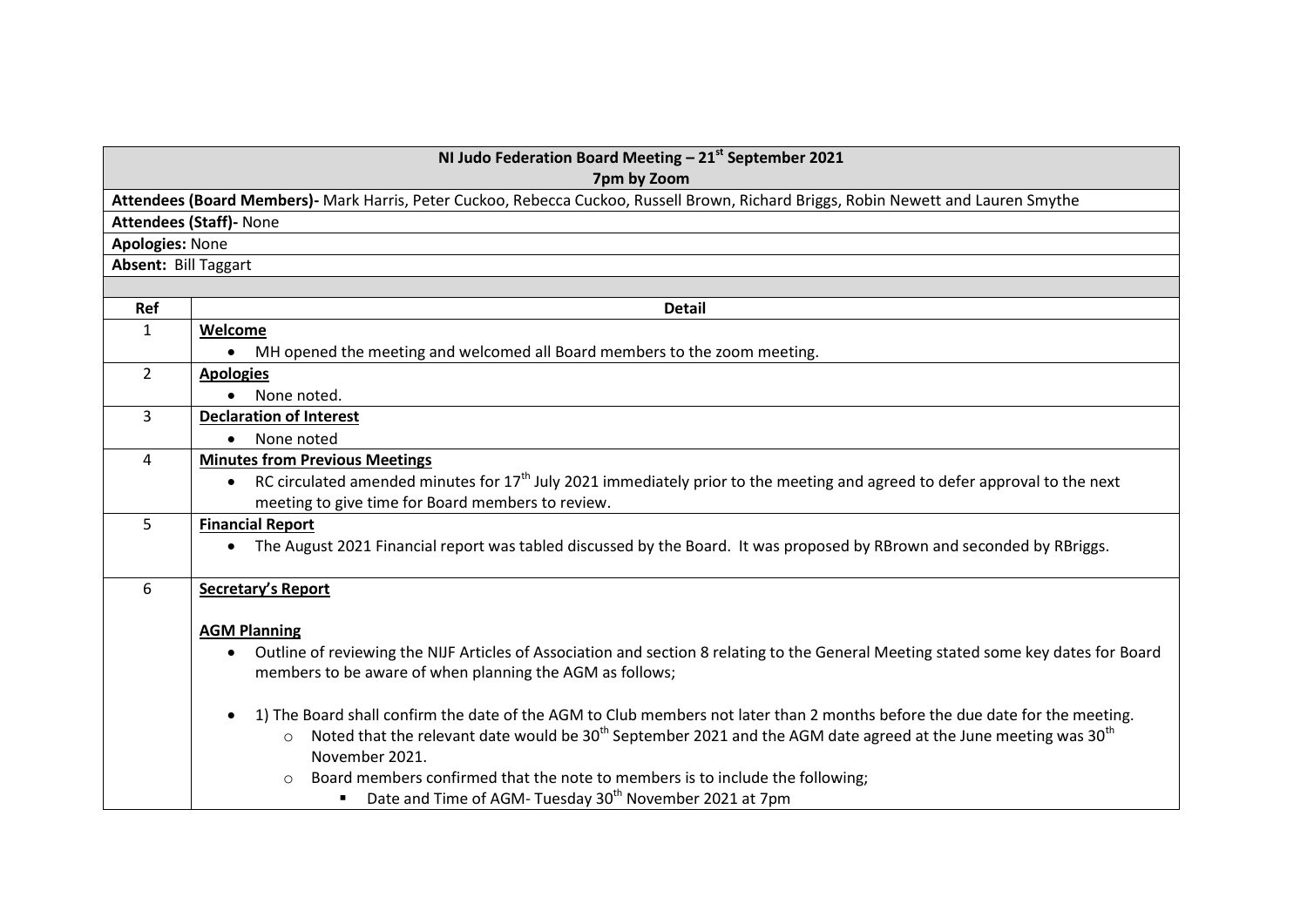| NI Judo Federation Board Meeting – 21st September 2021<br>7pm by Zoom | |
|---|---|
| **Attendees (Board Members)-** Mark Harris, Peter Cuckoo, Rebecca Cuckoo, Russell Brown, Richard Briggs, Robin Newett and Lauren Smythe | |
| **Attendees (Staff)-** None | |
| **Apologies:** None | |
| **Absent:** Bill Taggart | |
| | |
| **Ref** | **Detail** |
| 1 | **Welcome**<br>• MH opened the meeting and welcomed all Board members to the zoom meeting. |
| 2 | **Apologies**<br>• None noted. |
| 3 | **Declaration of Interest**<br>• None noted |
| 4 | **Minutes from Previous Meetings**<br>• RC circulated amended minutes for 17th July 2021 immediately prior to the meeting and agreed to defer approval to the next meeting to give time for Board members to review. |
| 5 | **Financial Report**<br>• The August 2021 Financial report was tabled discussed by the Board. It was proposed by RBrown and seconded by RBriggs. |
| 6 | **Secretary's Report**<br><br>**AGM Planning**<br>• Outline of reviewing the NIJF Articles of Association and section 8 relating to the General Meeting stated some key dates for Board members to be aware of when planning the AGM as follows;<br><br>• 1) The Board shall confirm the date of the AGM to Club members not later than 2 months before the due date for the meeting.<br>&nbsp;&nbsp;&nbsp;&nbsp;○ Noted that the relevant date would be 30th September 2021 and the AGM date agreed at the June meeting was 30th November 2021.<br>&nbsp;&nbsp;&nbsp;&nbsp;○ Board members confirmed that the note to members is to include the following;<br>&nbsp;&nbsp;&nbsp;&nbsp;&nbsp;&nbsp;&nbsp;&nbsp;▪ Date and Time of AGM- Tuesday 30th November 2021 at 7pm |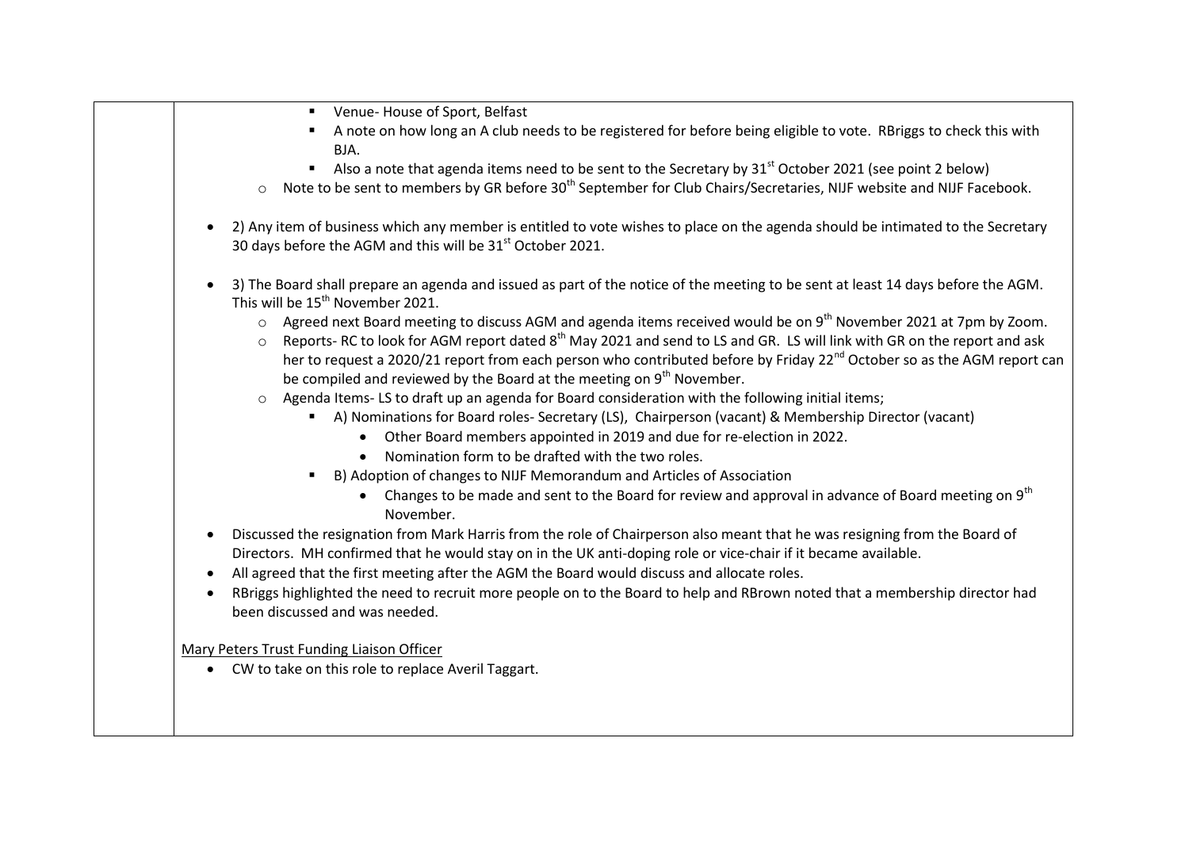- Venue- House of Sport, Belfast
- A note on how long an A club needs to be registered for before being eligible to vote. RBriggs to check this with BJA.
- Also a note that agenda items need to be sent to the Secretary by 31st October 2021 (see point 2 below)

  - Note to be sent to members by GR before 30th September for Club Chairs/Secretaries, NIJF website and NIJF Facebook.

- 2) Any item of business which any member is entitled to vote wishes to place on the agenda should be intimated to the Secretary 30 days before the AGM and this will be 31st October 2021.

- 3) The Board shall prepare an agenda and issued as part of the notice of the meeting to be sent at least 14 days before the AGM. This will be 15th November 2021.
  - Agreed next Board meeting to discuss AGM and agenda items received would be on 9th November 2021 at 7pm by Zoom.
  - Reports- RC to look for AGM report dated 8th May 2021 and send to LS and GR. LS will link with GR on the report and ask her to request a 2020/21 report from each person who contributed before by Friday 22nd October so as the AGM report can be compiled and reviewed by the Board at the meeting on 9th November.
  - Agenda Items- LS to draft up an agenda for Board consideration with the following initial items;
    - A) Nominations for Board roles- Secretary (LS), Chairperson (vacant) & Membership Director (vacant)
      - Other Board members appointed in 2019 and due for re-election in 2022.
      - Nomination form to be drafted with the two roles.
    - B) Adoption of changes to NIJF Memorandum and Articles of Association
      - Changes to be made and sent to the Board for review and approval in advance of Board meeting on 9th November.
- Discussed the resignation from Mark Harris from the role of Chairperson also meant that he was resigning from the Board of Directors. MH confirmed that he would stay on in the UK anti-doping role or vice-chair if it became available.
- All agreed that the first meeting after the AGM the Board would discuss and allocate roles.
- RBriggs highlighted the need to recruit more people on to the Board to help and RBrown noted that a membership director had been discussed and was needed.

Mary Peters Trust Funding Liaison Officer

- CW to take on this role to replace Averil Taggart.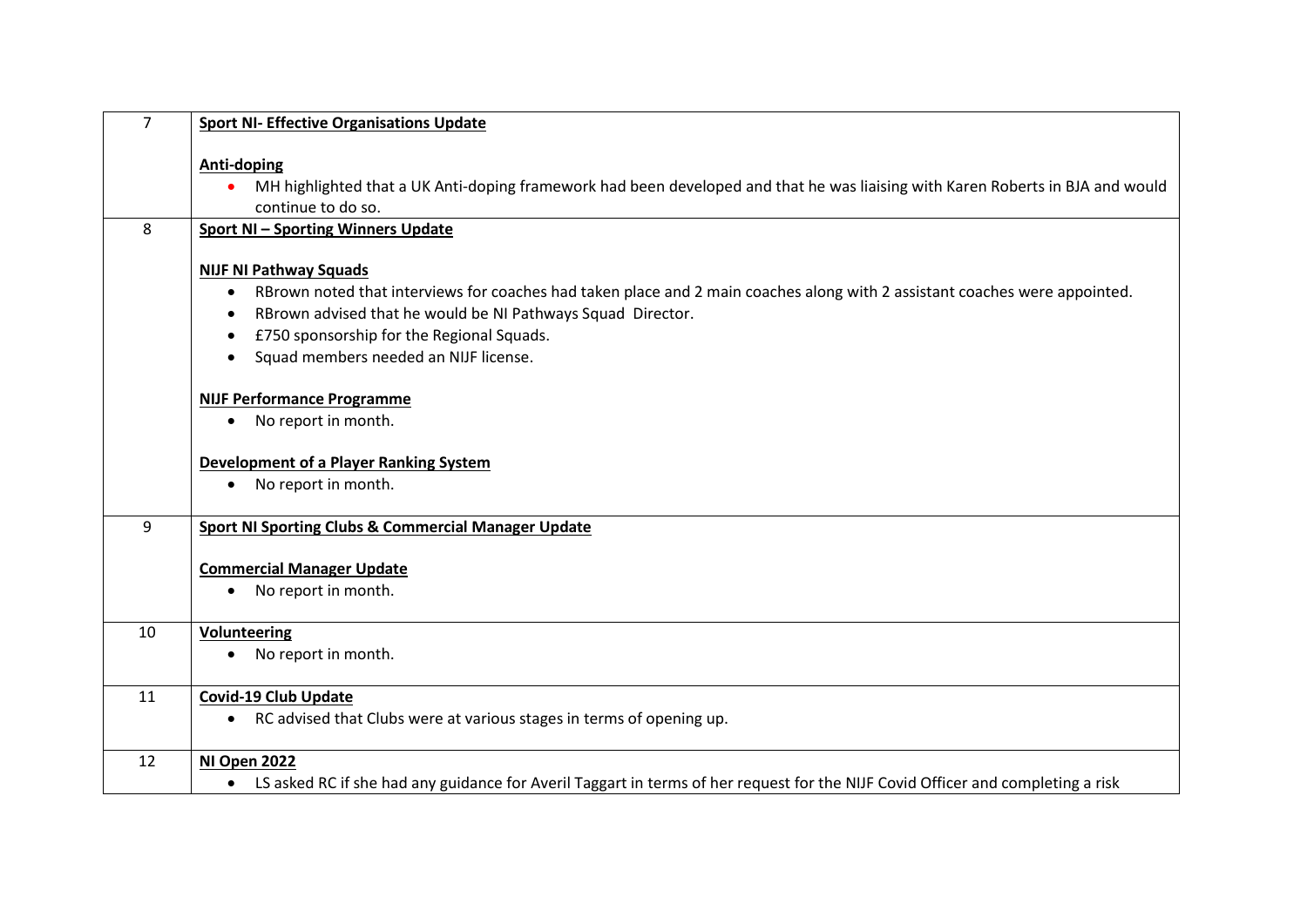| | |
|---|---|
| 7 | **Sport NI- Effective Organisations Update**<br><br>**Anti-doping**<br>• MH highlighted that a UK Anti-doping framework had been developed and that he was liaising with Karen Roberts in BJA and would continue to do so. |
| 8 | **Sport NI – Sporting Winners Update**<br><br>**NIJF NI Pathway Squads**<br>• RBrown noted that interviews for coaches had taken place and 2 main coaches along with 2 assistant coaches were appointed.<br>• RBrown advised that he would be NI Pathways Squad Director.<br>• £750 sponsorship for the Regional Squads.<br>• Squad members needed an NIJF license.<br><br>**NIJF Performance Programme**<br>• No report in month.<br><br>**Development of a Player Ranking System**<br>• No report in month. |
| 9 | **Sport NI Sporting Clubs & Commercial Manager Update**<br><br>**Commercial Manager Update**<br>• No report in month. |
| 10 | **Volunteering**<br>• No report in month. |
| 11 | **Covid-19 Club Update**<br>• RC advised that Clubs were at various stages in terms of opening up. |
| 12 | **NI Open 2022**<br>• LS asked RC if she had any guidance for Averil Taggart in terms of her request for the NIJF Covid Officer and completing a risk |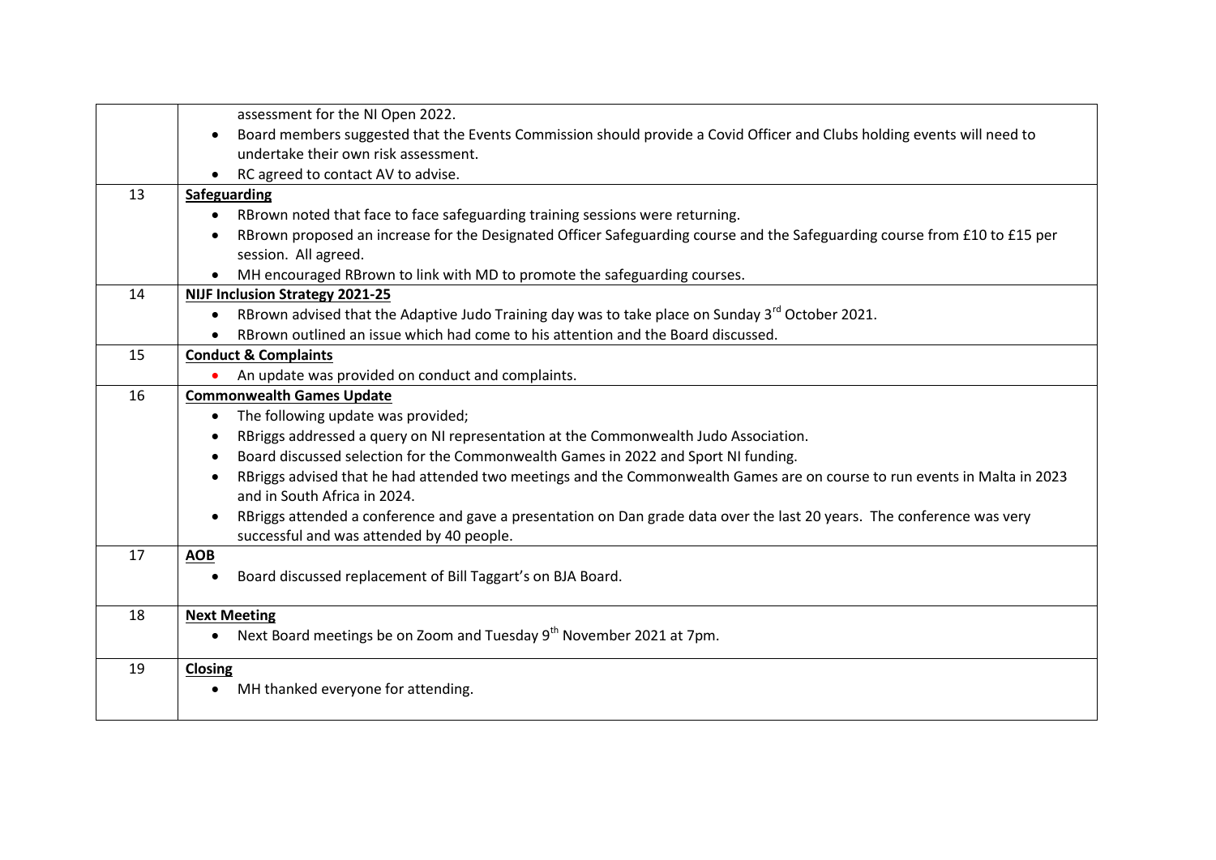| | |
|---|---|
| | assessment for the NI Open 2022.<br>• Board members suggested that the Events Commission should provide a Covid Officer and Clubs holding events will need to undertake their own risk assessment.<br>• RC agreed to contact AV to advise. |
| 13 | **Safeguarding**<br>• RBrown noted that face to face safeguarding training sessions were returning.<br>• RBrown proposed an increase for the Designated Officer Safeguarding course and the Safeguarding course from £10 to £15 per session. All agreed.<br>• MH encouraged RBrown to link with MD to promote the safeguarding courses. |
| 14 | **NIJF Inclusion Strategy 2021-25**<br>• RBrown advised that the Adaptive Judo Training day was to take place on Sunday 3rd October 2021.<br>• RBrown outlined an issue which had come to his attention and the Board discussed. |
| 15 | **Conduct & Complaints**<br>• An update was provided on conduct and complaints. |
| 16 | **Commonwealth Games Update**<br>• The following update was provided;<br>• RBriggs addressed a query on NI representation at the Commonwealth Judo Association.<br>• Board discussed selection for the Commonwealth Games in 2022 and Sport NI funding.<br>• RBriggs advised that he had attended two meetings and the Commonwealth Games are on course to run events in Malta in 2023 and in South Africa in 2024.<br>• RBriggs attended a conference and gave a presentation on Dan grade data over the last 20 years. The conference was very successful and was attended by 40 people. |
| 17 | **AOB**<br>• Board discussed replacement of Bill Taggart's on BJA Board. |
| 18 | **Next Meeting**<br>• Next Board meetings be on Zoom and Tuesday 9th November 2021 at 7pm. |
| 19 | **Closing**<br>• MH thanked everyone for attending. |